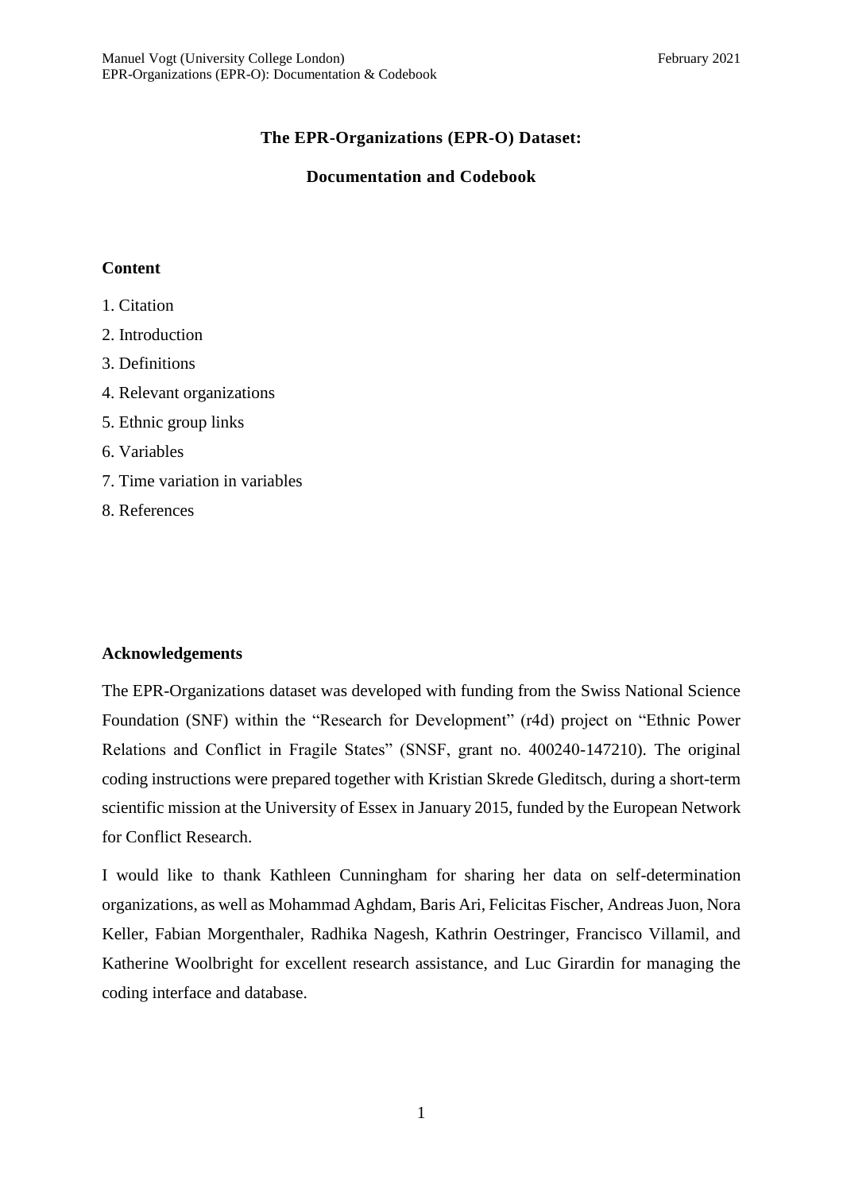# The EPR-Organizations (EPR-O) Dataset:

# Documentation and Codebook

## Content

1. Citation
2. Introduction
3. Definitions
4. Relevant organizations
5. Ethnic group links
6. Variables
7. Time variation in variables
8. References

## Acknowledgements

The EPR-Organizations dataset was developed with funding from the Swiss National Science Foundation (SNF) within the "Research for Development" (r4d) project on "Ethnic Power Relations and Conflict in Fragile States" (SNSF, grant no. 400240-147210). The original coding instructions were prepared together with Kristian Skrede Gleditsch, during a short-term scientific mission at the University of Essex in January 2015, funded by the European Network for Conflict Research.

I would like to thank Kathleen Cunningham for sharing her data on self-determination organizations, as well as Mohammad Aghdam, Baris Ari, Felicitas Fischer, Andreas Juon, Nora Keller, Fabian Morgenthaler, Radhika Nagesh, Kathrin Oestringer, Francisco Villamil, and Katherine Woolbright for excellent research assistance, and Luc Girardin for managing the coding interface and database.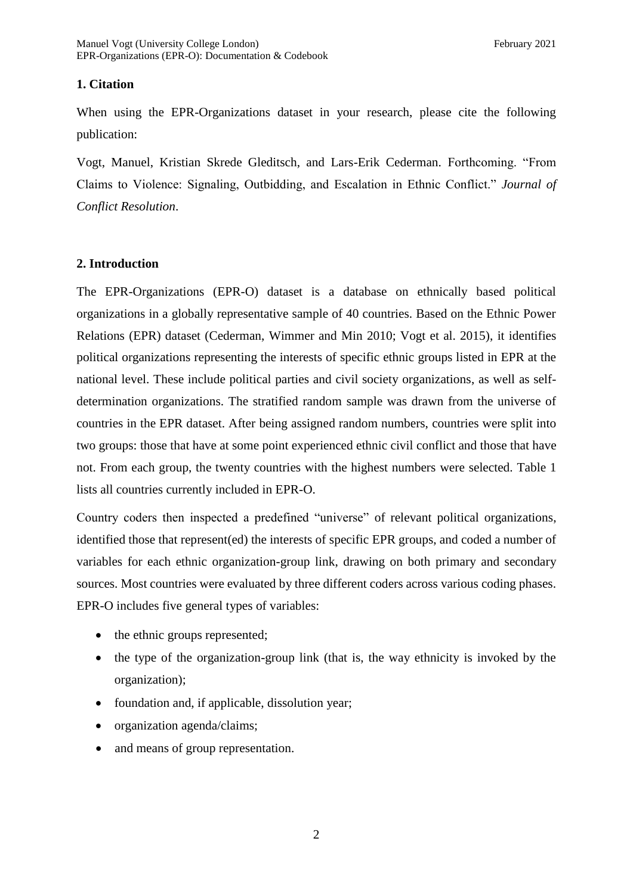## 1. Citation

When using the EPR-Organizations dataset in your research, please cite the following publication:

Vogt, Manuel, Kristian Skrede Gleditsch, and Lars-Erik Cederman. Forthcoming. "From Claims to Violence: Signaling, Outbidding, and Escalation in Ethnic Conflict." *Journal of Conflict Resolution*.

## 2. Introduction

The EPR-Organizations (EPR-O) dataset is a database on ethnically based political organizations in a globally representative sample of 40 countries. Based on the Ethnic Power Relations (EPR) dataset (Cederman, Wimmer and Min 2010; Vogt et al. 2015), it identifies political organizations representing the interests of specific ethnic groups listed in EPR at the national level. These include political parties and civil society organizations, as well as self-determination organizations. The stratified random sample was drawn from the universe of countries in the EPR dataset. After being assigned random numbers, countries were split into two groups: those that have at some point experienced ethnic civil conflict and those that have not. From each group, the twenty countries with the highest numbers were selected. Table 1 lists all countries currently included in EPR-O.

Country coders then inspected a predefined "universe" of relevant political organizations, identified those that represent(ed) the interests of specific EPR groups, and coded a number of variables for each ethnic organization-group link, drawing on both primary and secondary sources. Most countries were evaluated by three different coders across various coding phases. EPR-O includes five general types of variables:

- the ethnic groups represented;
- the type of the organization-group link (that is, the way ethnicity is invoked by the organization);
- foundation and, if applicable, dissolution year;
- organization agenda/claims;
- and means of group representation.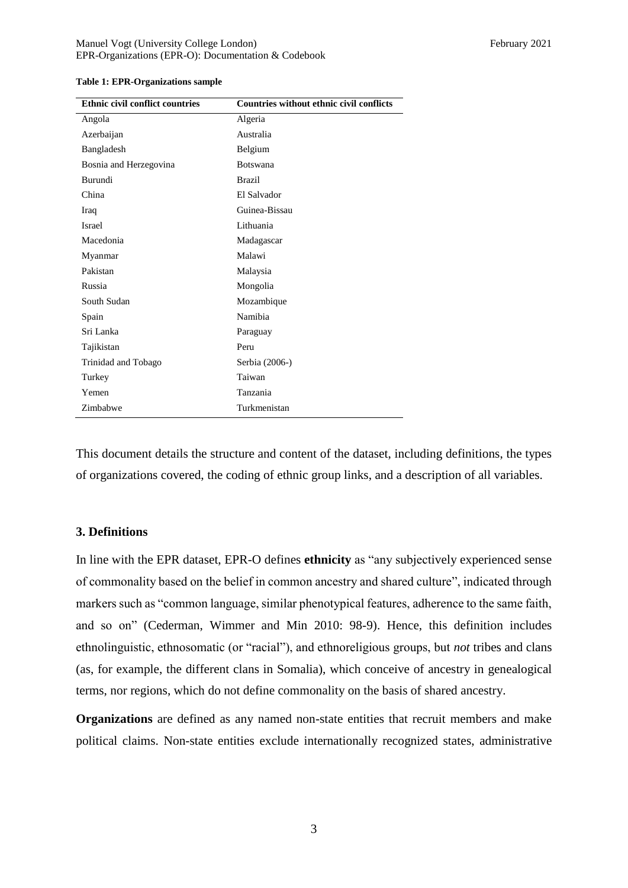**Table 1: EPR-Organizations sample**

| Ethnic civil conflict countries | Countries without ethnic civil conflicts |
|---|---|
| Angola | Algeria |
| Azerbaijan | Australia |
| Bangladesh | Belgium |
| Bosnia and Herzegovina | Botswana |
| Burundi | Brazil |
| China | El Salvador |
| Iraq | Guinea-Bissau |
| Israel | Lithuania |
| Macedonia | Madagascar |
| Myanmar | Malawi |
| Pakistan | Malaysia |
| Russia | Mongolia |
| South Sudan | Mozambique |
| Spain | Namibia |
| Sri Lanka | Paraguay |
| Tajikistan | Peru |
| Trinidad and Tobago | Serbia (2006-) |
| Turkey | Taiwan |
| Yemen | Tanzania |
| Zimbabwe | Turkmenistan |

This document details the structure and content of the dataset, including definitions, the types of organizations covered, the coding of ethnic group links, and a description of all variables.

## 3. Definitions

In line with the EPR dataset, EPR-O defines **ethnicity** as "any subjectively experienced sense of commonality based on the belief in common ancestry and shared culture", indicated through markers such as "common language, similar phenotypical features, adherence to the same faith, and so on" (Cederman, Wimmer and Min 2010: 98-9). Hence, this definition includes ethnolinguistic, ethnosomatic (or "racial"), and ethnoreligious groups, but *not* tribes and clans (as, for example, the different clans in Somalia), which conceive of ancestry in genealogical terms, nor regions, which do not define commonality on the basis of shared ancestry.

**Organizations** are defined as any named non-state entities that recruit members and make political claims. Non-state entities exclude internationally recognized states, administrative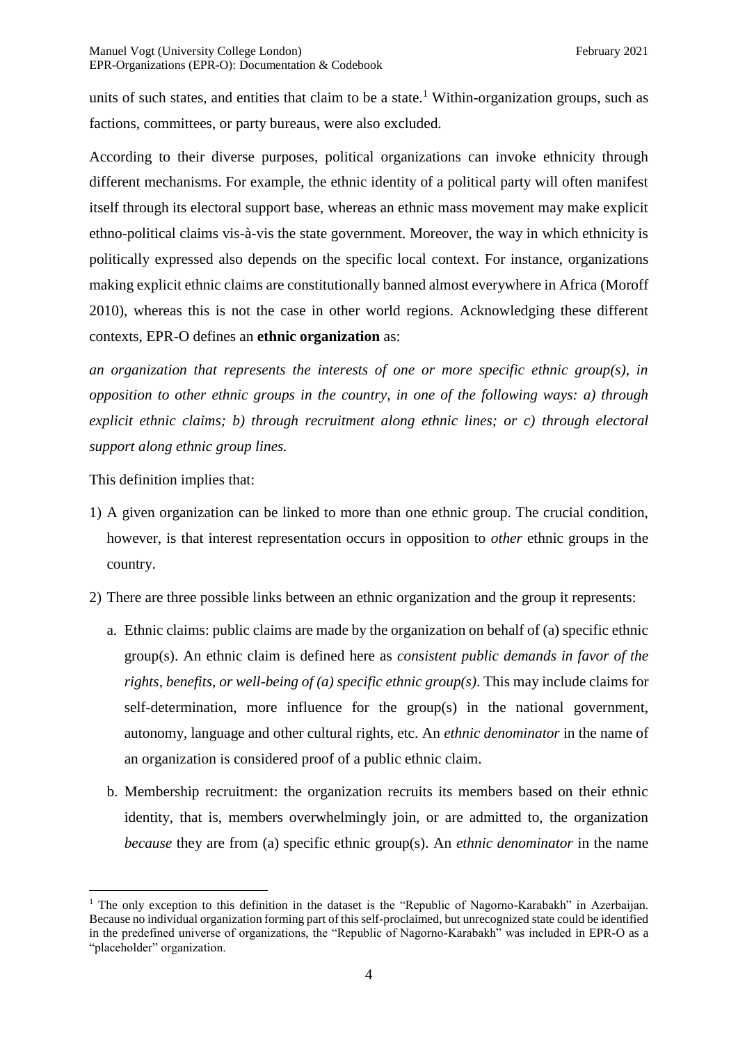units of such states, and entities that claim to be a state.[1] Within-organization groups, such as factions, committees, or party bureaus, were also excluded.

According to their diverse purposes, political organizations can invoke ethnicity through different mechanisms. For example, the ethnic identity of a political party will often manifest itself through its electoral support base, whereas an ethnic mass movement may make explicit ethno-political claims vis-à-vis the state government. Moreover, the way in which ethnicity is politically expressed also depends on the specific local context. For instance, organizations making explicit ethnic claims are constitutionally banned almost everywhere in Africa (Moroff 2010), whereas this is not the case in other world regions. Acknowledging these different contexts, EPR-O defines an **ethnic organization** as:

*an organization that represents the interests of one or more specific ethnic group(s), in opposition to other ethnic groups in the country, in one of the following ways: a) through explicit ethnic claims; b) through recruitment along ethnic lines; or c) through electoral support along ethnic group lines.*

This definition implies that:

1) A given organization can be linked to more than one ethnic group. The crucial condition, however, is that interest representation occurs in opposition to *other* ethnic groups in the country.
2) There are three possible links between an ethnic organization and the group it represents:
    a. Ethnic claims: public claims are made by the organization on behalf of (a) specific ethnic group(s). An ethnic claim is defined here as *consistent public demands in favor of the rights, benefits, or well-being of (a) specific ethnic group(s)*. This may include claims for self-determination, more influence for the group(s) in the national government, autonomy, language and other cultural rights, etc. An *ethnic denominator* in the name of an organization is considered proof of a public ethnic claim.
    b. Membership recruitment: the organization recruits its members based on their ethnic identity, that is, members overwhelmingly join, or are admitted to, the organization *because* they are from (a) specific ethnic group(s). An *ethnic denominator* in the name

[1] The only exception to this definition in the dataset is the "Republic of Nagorno-Karabakh" in Azerbaijan. Because no individual organization forming part of this self-proclaimed, but unrecognized state could be identified in the predefined universe of organizations, the "Republic of Nagorno-Karabakh" was included in EPR-O as a "placeholder" organization.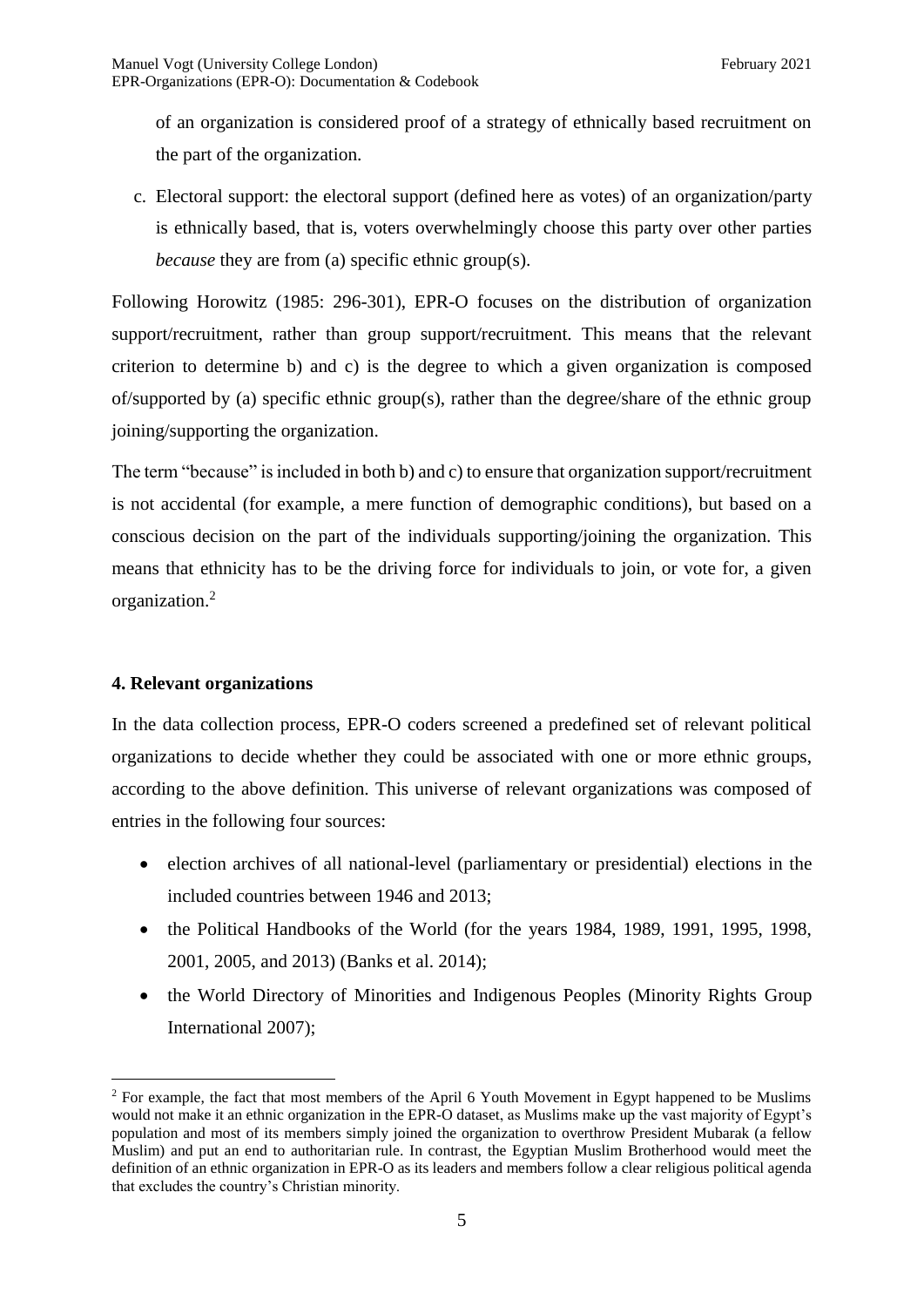of an organization is considered proof of a strategy of ethnically based recruitment on the part of the organization.

c. Electoral support: the electoral support (defined here as votes) of an organization/party is ethnically based, that is, voters overwhelmingly choose this party over other parties *because* they are from (a) specific ethnic group(s).

Following Horowitz (1985: 296-301), EPR-O focuses on the distribution of organization support/recruitment, rather than group support/recruitment. This means that the relevant criterion to determine b) and c) is the degree to which a given organization is composed of/supported by (a) specific ethnic group(s), rather than the degree/share of the ethnic group joining/supporting the organization.

The term "because" is included in both b) and c) to ensure that organization support/recruitment is not accidental (for example, a mere function of demographic conditions), but based on a conscious decision on the part of the individuals supporting/joining the organization. This means that ethnicity has to be the driving force for individuals to join, or vote for, a given organization.[2]

## 4. Relevant organizations

In the data collection process, EPR-O coders screened a predefined set of relevant political organizations to decide whether they could be associated with one or more ethnic groups, according to the above definition. This universe of relevant organizations was composed of entries in the following four sources:

- election archives of all national-level (parliamentary or presidential) elections in the included countries between 1946 and 2013;
- the Political Handbooks of the World (for the years 1984, 1989, 1991, 1995, 1998, 2001, 2005, and 2013) (Banks et al. 2014);
- the World Directory of Minorities and Indigenous Peoples (Minority Rights Group International 2007);

[2] For example, the fact that most members of the April 6 Youth Movement in Egypt happened to be Muslims would not make it an ethnic organization in the EPR-O dataset, as Muslims make up the vast majority of Egypt's population and most of its members simply joined the organization to overthrow President Mubarak (a fellow Muslim) and put an end to authoritarian rule. In contrast, the Egyptian Muslim Brotherhood would meet the definition of an ethnic organization in EPR-O as its leaders and members follow a clear religious political agenda that excludes the country's Christian minority.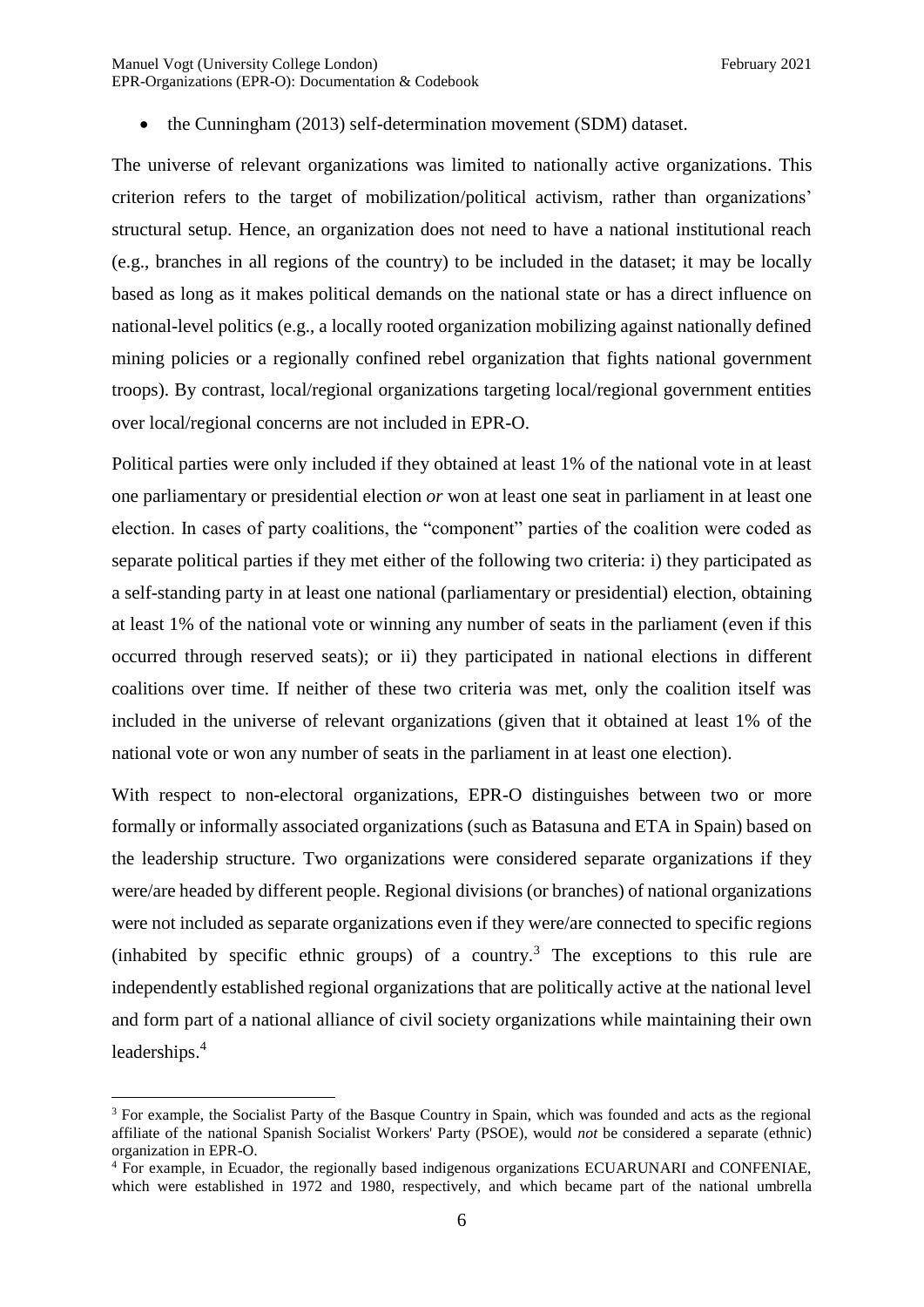- the Cunningham (2013) self-determination movement (SDM) dataset.

The universe of relevant organizations was limited to nationally active organizations. This criterion refers to the target of mobilization/political activism, rather than organizations' structural setup. Hence, an organization does not need to have a national institutional reach (e.g., branches in all regions of the country) to be included in the dataset; it may be locally based as long as it makes political demands on the national state or has a direct influence on national-level politics (e.g., a locally rooted organization mobilizing against nationally defined mining policies or a regionally confined rebel organization that fights national government troops). By contrast, local/regional organizations targeting local/regional government entities over local/regional concerns are not included in EPR-O.

Political parties were only included if they obtained at least 1% of the national vote in at least one parliamentary or presidential election *or* won at least one seat in parliament in at least one election. In cases of party coalitions, the "component" parties of the coalition were coded as separate political parties if they met either of the following two criteria: i) they participated as a self-standing party in at least one national (parliamentary or presidential) election, obtaining at least 1% of the national vote or winning any number of seats in the parliament (even if this occurred through reserved seats); or ii) they participated in national elections in different coalitions over time. If neither of these two criteria was met, only the coalition itself was included in the universe of relevant organizations (given that it obtained at least 1% of the national vote or won any number of seats in the parliament in at least one election).

With respect to non-electoral organizations, EPR-O distinguishes between two or more formally or informally associated organizations (such as Batasuna and ETA in Spain) based on the leadership structure. Two organizations were considered separate organizations if they were/are headed by different people. Regional divisions (or branches) of national organizations were not included as separate organizations even if they were/are connected to specific regions (inhabited by specific ethnic groups) of a country.[3] The exceptions to this rule are independently established regional organizations that are politically active at the national level and form part of a national alliance of civil society organizations while maintaining their own leaderships.[4]

[3] For example, the Socialist Party of the Basque Country in Spain, which was founded and acts as the regional affiliate of the national Spanish Socialist Workers' Party (PSOE), would *not* be considered a separate (ethnic) organization in EPR-O.

[4] For example, in Ecuador, the regionally based indigenous organizations ECUARUNARI and CONFENIAE, which were established in 1972 and 1980, respectively, and which became part of the national umbrella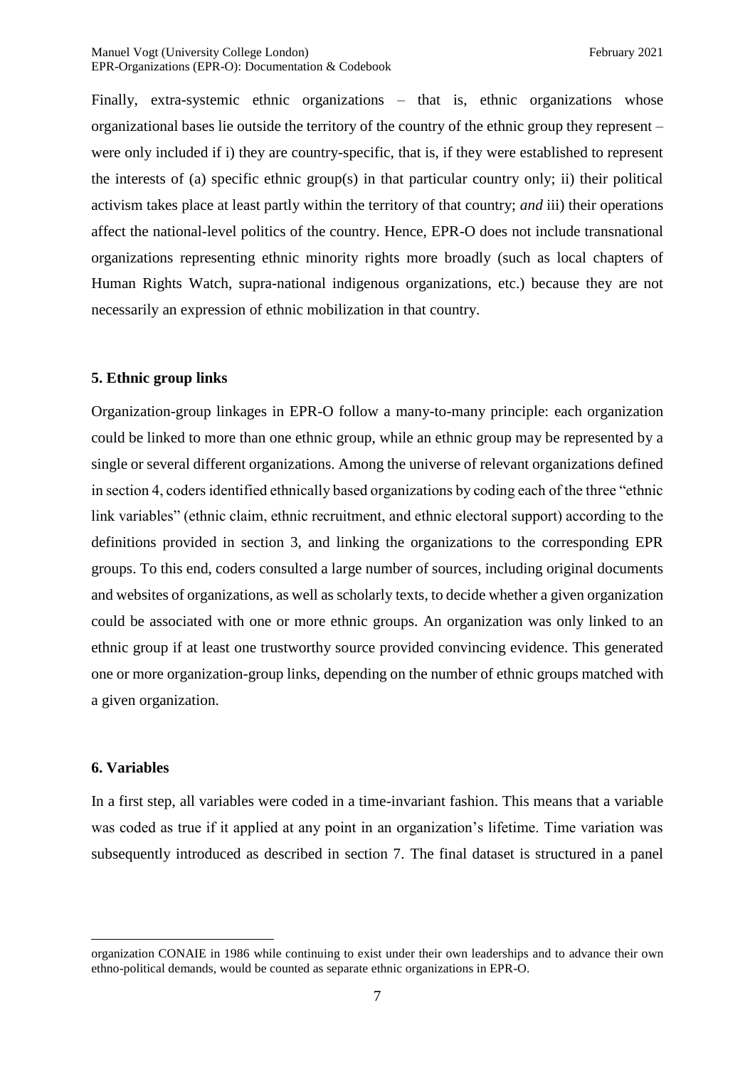Finally, extra-systemic ethnic organizations – that is, ethnic organizations whose organizational bases lie outside the territory of the country of the ethnic group they represent – were only included if i) they are country-specific, that is, if they were established to represent the interests of (a) specific ethnic group(s) in that particular country only; ii) their political activism takes place at least partly within the territory of that country; *and* iii) their operations affect the national-level politics of the country. Hence, EPR-O does not include transnational organizations representing ethnic minority rights more broadly (such as local chapters of Human Rights Watch, supra-national indigenous organizations, etc.) because they are not necessarily an expression of ethnic mobilization in that country.

### 5. Ethnic group links

Organization-group linkages in EPR-O follow a many-to-many principle: each organization could be linked to more than one ethnic group, while an ethnic group may be represented by a single or several different organizations. Among the universe of relevant organizations defined in section 4, coders identified ethnically based organizations by coding each of the three "ethnic link variables" (ethnic claim, ethnic recruitment, and ethnic electoral support) according to the definitions provided in section 3, and linking the organizations to the corresponding EPR groups. To this end, coders consulted a large number of sources, including original documents and websites of organizations, as well as scholarly texts, to decide whether a given organization could be associated with one or more ethnic groups. An organization was only linked to an ethnic group if at least one trustworthy source provided convincing evidence. This generated one or more organization-group links, depending on the number of ethnic groups matched with a given organization.

### 6. Variables

In a first step, all variables were coded in a time-invariant fashion. This means that a variable was coded as true if it applied at any point in an organization's lifetime. Time variation was subsequently introduced as described in section 7. The final dataset is structured in a panel

---

organization CONAIE in 1986 while continuing to exist under their own leaderships and to advance their own ethno-political demands, would be counted as separate ethnic organizations in EPR-O.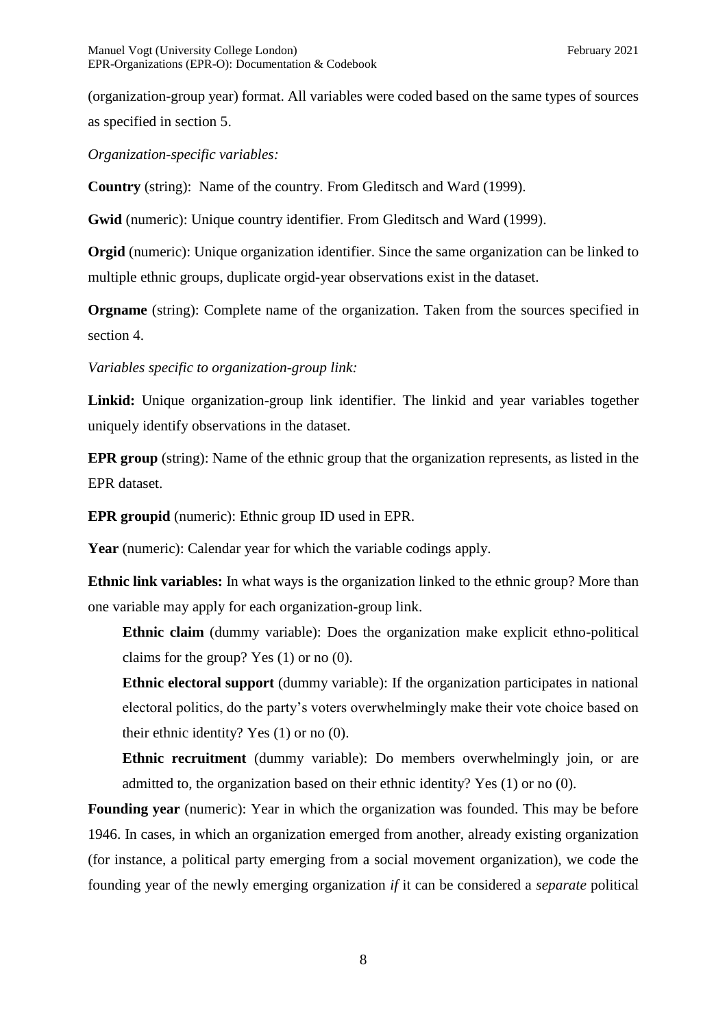(organization-group year) format. All variables were coded based on the same types of sources as specified in section 5.

*Organization-specific variables:*

**Country** (string): Name of the country. From Gleditsch and Ward (1999).

**Gwid** (numeric): Unique country identifier. From Gleditsch and Ward (1999).

**Orgid** (numeric): Unique organization identifier. Since the same organization can be linked to multiple ethnic groups, duplicate orgid-year observations exist in the dataset.

**Orgname** (string): Complete name of the organization. Taken from the sources specified in section 4.

*Variables specific to organization-group link:*

**Linkid:** Unique organization-group link identifier. The linkid and year variables together uniquely identify observations in the dataset.

**EPR group** (string): Name of the ethnic group that the organization represents, as listed in the EPR dataset.

**EPR groupid** (numeric): Ethnic group ID used in EPR.

**Year** (numeric): Calendar year for which the variable codings apply.

**Ethnic link variables:** In what ways is the organization linked to the ethnic group? More than one variable may apply for each organization-group link.

> **Ethnic claim** (dummy variable): Does the organization make explicit ethno-political claims for the group? Yes (1) or no (0).
>
> **Ethnic electoral support** (dummy variable): If the organization participates in national electoral politics, do the party's voters overwhelmingly make their vote choice based on their ethnic identity? Yes (1) or no (0).
>
> **Ethnic recruitment** (dummy variable): Do members overwhelmingly join, or are admitted to, the organization based on their ethnic identity? Yes (1) or no (0).

**Founding year** (numeric): Year in which the organization was founded. This may be before 1946. In cases, in which an organization emerged from another, already existing organization (for instance, a political party emerging from a social movement organization), we code the founding year of the newly emerging organization *if* it can be considered a *separate* political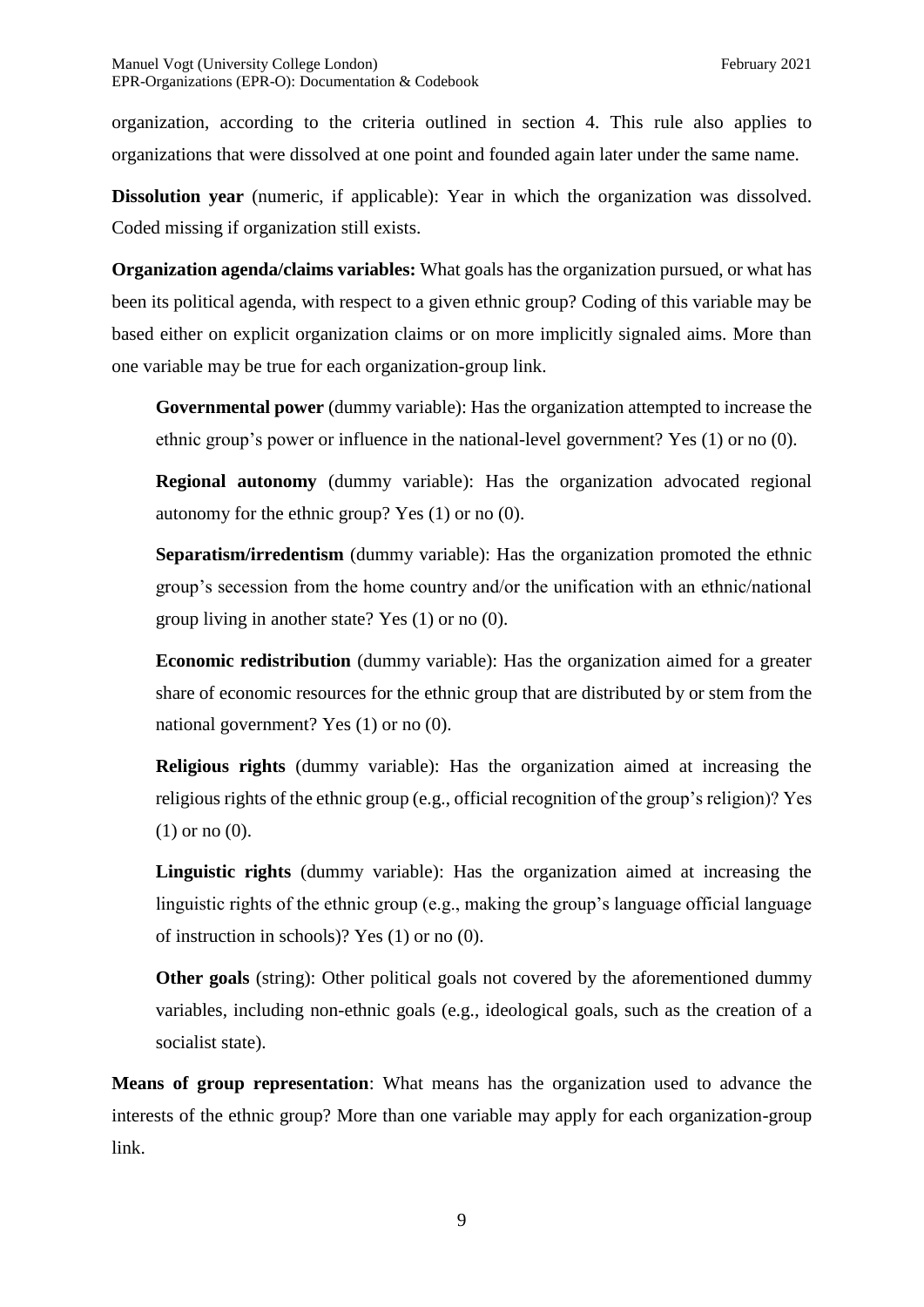organization, according to the criteria outlined in section 4. This rule also applies to organizations that were dissolved at one point and founded again later under the same name.

**Dissolution year** (numeric, if applicable): Year in which the organization was dissolved. Coded missing if organization still exists.

**Organization agenda/claims variables:** What goals has the organization pursued, or what has been its political agenda, with respect to a given ethnic group? Coding of this variable may be based either on explicit organization claims or on more implicitly signaled aims. More than one variable may be true for each organization-group link.

> **Governmental power** (dummy variable): Has the organization attempted to increase the ethnic group's power or influence in the national-level government? Yes (1) or no (0).
>
> **Regional autonomy** (dummy variable): Has the organization advocated regional autonomy for the ethnic group? Yes (1) or no (0).
>
> **Separatism/irredentism** (dummy variable): Has the organization promoted the ethnic group's secession from the home country and/or the unification with an ethnic/national group living in another state? Yes (1) or no (0).
>
> **Economic redistribution** (dummy variable): Has the organization aimed for a greater share of economic resources for the ethnic group that are distributed by or stem from the national government? Yes (1) or no (0).
>
> **Religious rights** (dummy variable): Has the organization aimed at increasing the religious rights of the ethnic group (e.g., official recognition of the group's religion)? Yes (1) or no (0).
>
> **Linguistic rights** (dummy variable): Has the organization aimed at increasing the linguistic rights of the ethnic group (e.g., making the group's language official language of instruction in schools)? Yes (1) or no (0).
>
> **Other goals** (string): Other political goals not covered by the aforementioned dummy variables, including non-ethnic goals (e.g., ideological goals, such as the creation of a socialist state).

**Means of group representation**: What means has the organization used to advance the interests of the ethnic group? More than one variable may apply for each organization-group link.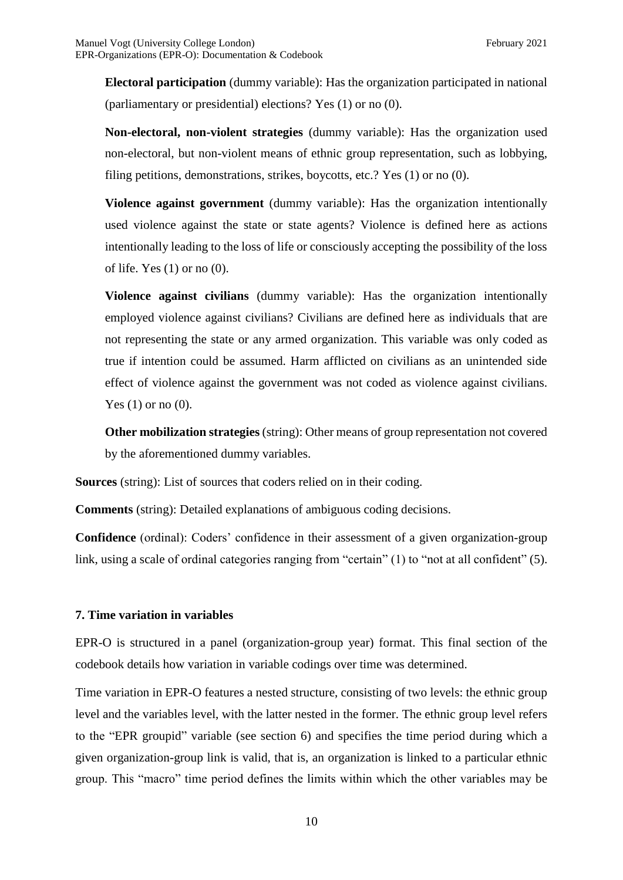**Electoral participation** (dummy variable): Has the organization participated in national (parliamentary or presidential) elections? Yes (1) or no (0).

**Non-electoral, non-violent strategies** (dummy variable): Has the organization used non-electoral, but non-violent means of ethnic group representation, such as lobbying, filing petitions, demonstrations, strikes, boycotts, etc.? Yes (1) or no (0).

**Violence against government** (dummy variable): Has the organization intentionally used violence against the state or state agents? Violence is defined here as actions intentionally leading to the loss of life or consciously accepting the possibility of the loss of life. Yes (1) or no (0).

**Violence against civilians** (dummy variable): Has the organization intentionally employed violence against civilians? Civilians are defined here as individuals that are not representing the state or any armed organization. This variable was only coded as true if intention could be assumed. Harm afflicted on civilians as an unintended side effect of violence against the government was not coded as violence against civilians. Yes (1) or no (0).

**Other mobilization strategies** (string): Other means of group representation not covered by the aforementioned dummy variables.

**Sources** (string): List of sources that coders relied on in their coding.

**Comments** (string): Detailed explanations of ambiguous coding decisions.

**Confidence** (ordinal): Coders' confidence in their assessment of a given organization-group link, using a scale of ordinal categories ranging from "certain" (1) to "not at all confident" (5).

### 7. Time variation in variables

EPR-O is structured in a panel (organization-group year) format. This final section of the codebook details how variation in variable codings over time was determined.

Time variation in EPR-O features a nested structure, consisting of two levels: the ethnic group level and the variables level, with the latter nested in the former. The ethnic group level refers to the "EPR groupid" variable (see section 6) and specifies the time period during which a given organization-group link is valid, that is, an organization is linked to a particular ethnic group. This "macro" time period defines the limits within which the other variables may be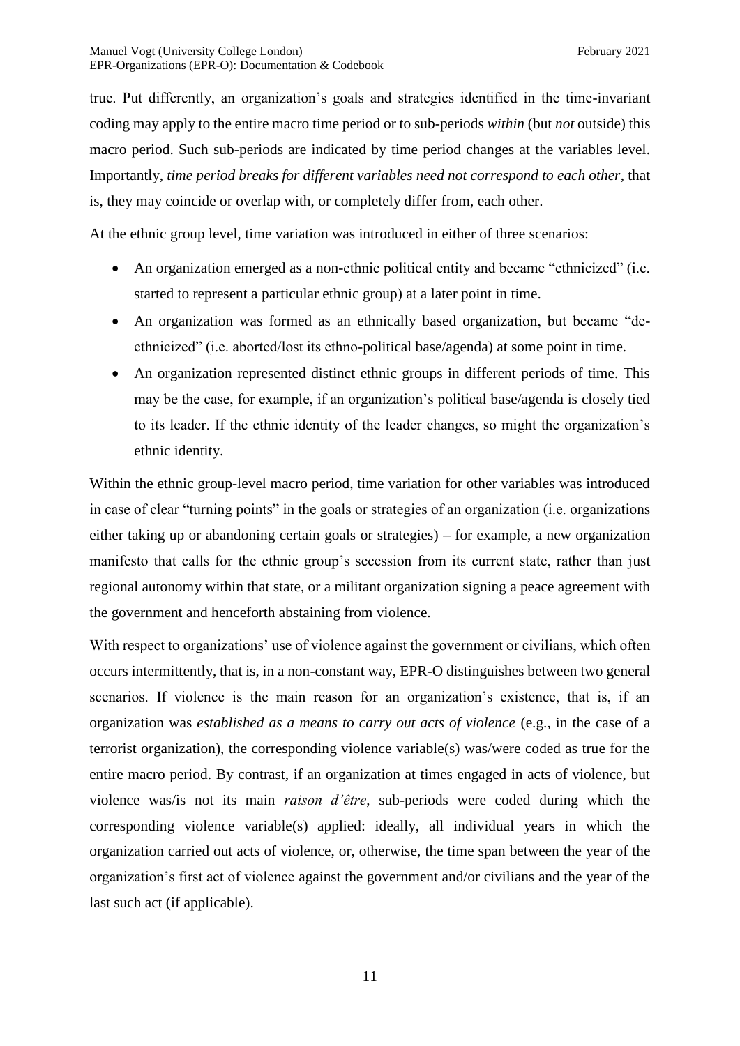true. Put differently, an organization's goals and strategies identified in the time-invariant coding may apply to the entire macro time period or to sub-periods *within* (but *not* outside) this macro period. Such sub-periods are indicated by time period changes at the variables level. Importantly, *time period breaks for different variables need not correspond to each other*, that is, they may coincide or overlap with, or completely differ from, each other.

At the ethnic group level, time variation was introduced in either of three scenarios:

- An organization emerged as a non-ethnic political entity and became "ethnicized" (i.e. started to represent a particular ethnic group) at a later point in time.
- An organization was formed as an ethnically based organization, but became "de-ethnicized" (i.e. aborted/lost its ethno-political base/agenda) at some point in time.
- An organization represented distinct ethnic groups in different periods of time. This may be the case, for example, if an organization's political base/agenda is closely tied to its leader. If the ethnic identity of the leader changes, so might the organization's ethnic identity.

Within the ethnic group-level macro period, time variation for other variables was introduced in case of clear "turning points" in the goals or strategies of an organization (i.e. organizations either taking up or abandoning certain goals or strategies) – for example, a new organization manifesto that calls for the ethnic group's secession from its current state, rather than just regional autonomy within that state, or a militant organization signing a peace agreement with the government and henceforth abstaining from violence.

With respect to organizations' use of violence against the government or civilians, which often occurs intermittently, that is, in a non-constant way, EPR-O distinguishes between two general scenarios. If violence is the main reason for an organization's existence, that is, if an organization was *established as a means to carry out acts of violence* (e.g., in the case of a terrorist organization), the corresponding violence variable(s) was/were coded as true for the entire macro period. By contrast, if an organization at times engaged in acts of violence, but violence was/is not its main *raison d'être*, sub-periods were coded during which the corresponding violence variable(s) applied: ideally, all individual years in which the organization carried out acts of violence, or, otherwise, the time span between the year of the organization's first act of violence against the government and/or civilians and the year of the last such act (if applicable).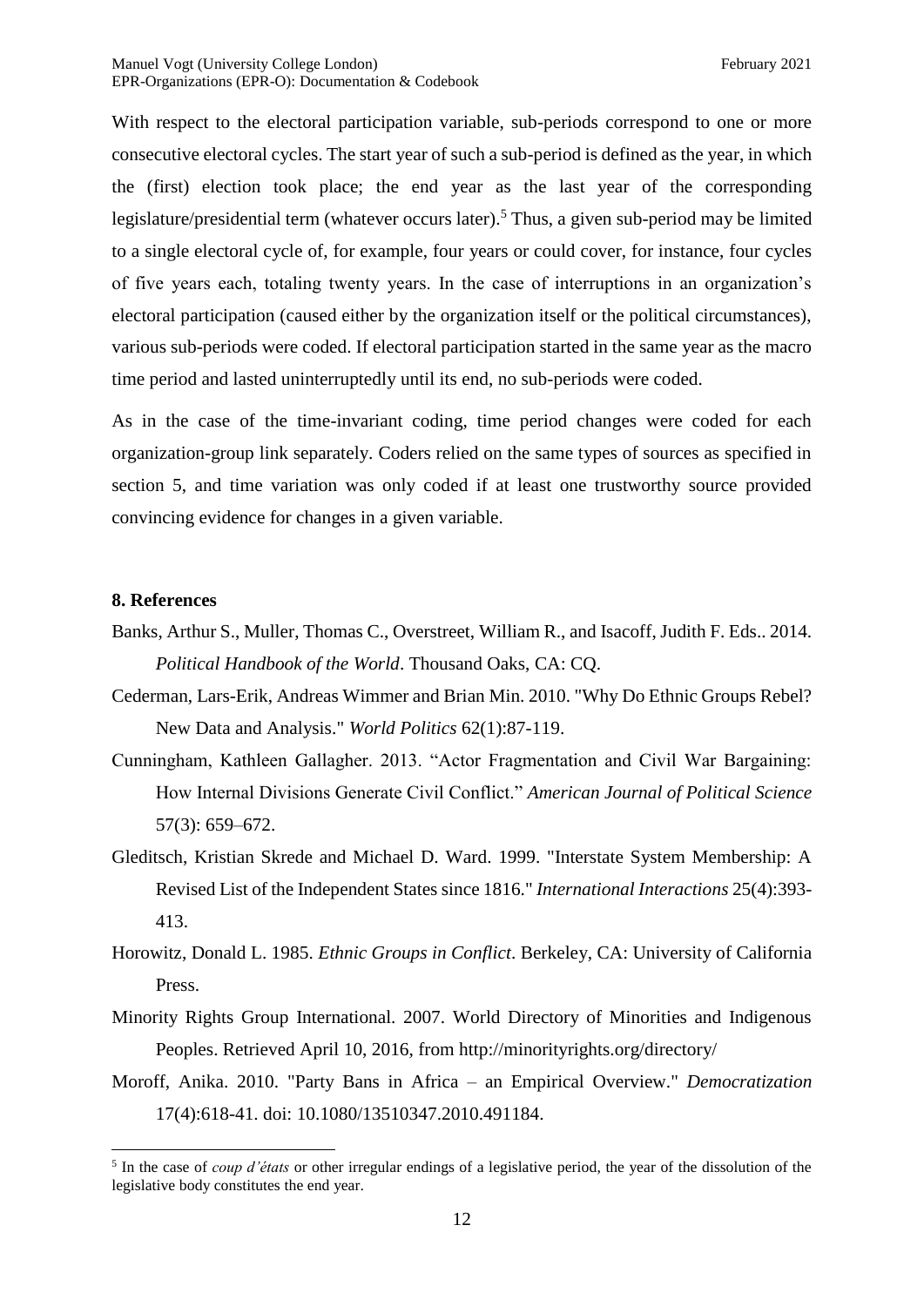With respect to the electoral participation variable, sub-periods correspond to one or more consecutive electoral cycles. The start year of such a sub-period is defined as the year, in which the (first) election took place; the end year as the last year of the corresponding legislature/presidential term (whatever occurs later).[5] Thus, a given sub-period may be limited to a single electoral cycle of, for example, four years or could cover, for instance, four cycles of five years each, totaling twenty years. In the case of interruptions in an organization's electoral participation (caused either by the organization itself or the political circumstances), various sub-periods were coded. If electoral participation started in the same year as the macro time period and lasted uninterruptedly until its end, no sub-periods were coded.

As in the case of the time-invariant coding, time period changes were coded for each organization-group link separately. Coders relied on the same types of sources as specified in section 5, and time variation was only coded if at least one trustworthy source provided convincing evidence for changes in a given variable.

## 8. References

Banks, Arthur S., Muller, Thomas C., Overstreet, William R., and Isacoff, Judith F. Eds.. 2014. *Political Handbook of the World*. Thousand Oaks, CA: CQ.

Cederman, Lars-Erik, Andreas Wimmer and Brian Min. 2010. "Why Do Ethnic Groups Rebel? New Data and Analysis." *World Politics* 62(1):87-119.

Cunningham, Kathleen Gallagher. 2013. "Actor Fragmentation and Civil War Bargaining: How Internal Divisions Generate Civil Conflict." *American Journal of Political Science* 57(3): 659–672.

Gleditsch, Kristian Skrede and Michael D. Ward. 1999. "Interstate System Membership: A Revised List of the Independent States since 1816." *International Interactions* 25(4):393-413.

Horowitz, Donald L. 1985. *Ethnic Groups in Conflict*. Berkeley, CA: University of California Press.

Minority Rights Group International. 2007. World Directory of Minorities and Indigenous Peoples. Retrieved April 10, 2016, from http://minorityrights.org/directory/

Moroff, Anika. 2010. "Party Bans in Africa – an Empirical Overview." *Democratization* 17(4):618-41. doi: 10.1080/13510347.2010.491184.

[5] In the case of *coup d'états* or other irregular endings of a legislative period, the year of the dissolution of the legislative body constitutes the end year.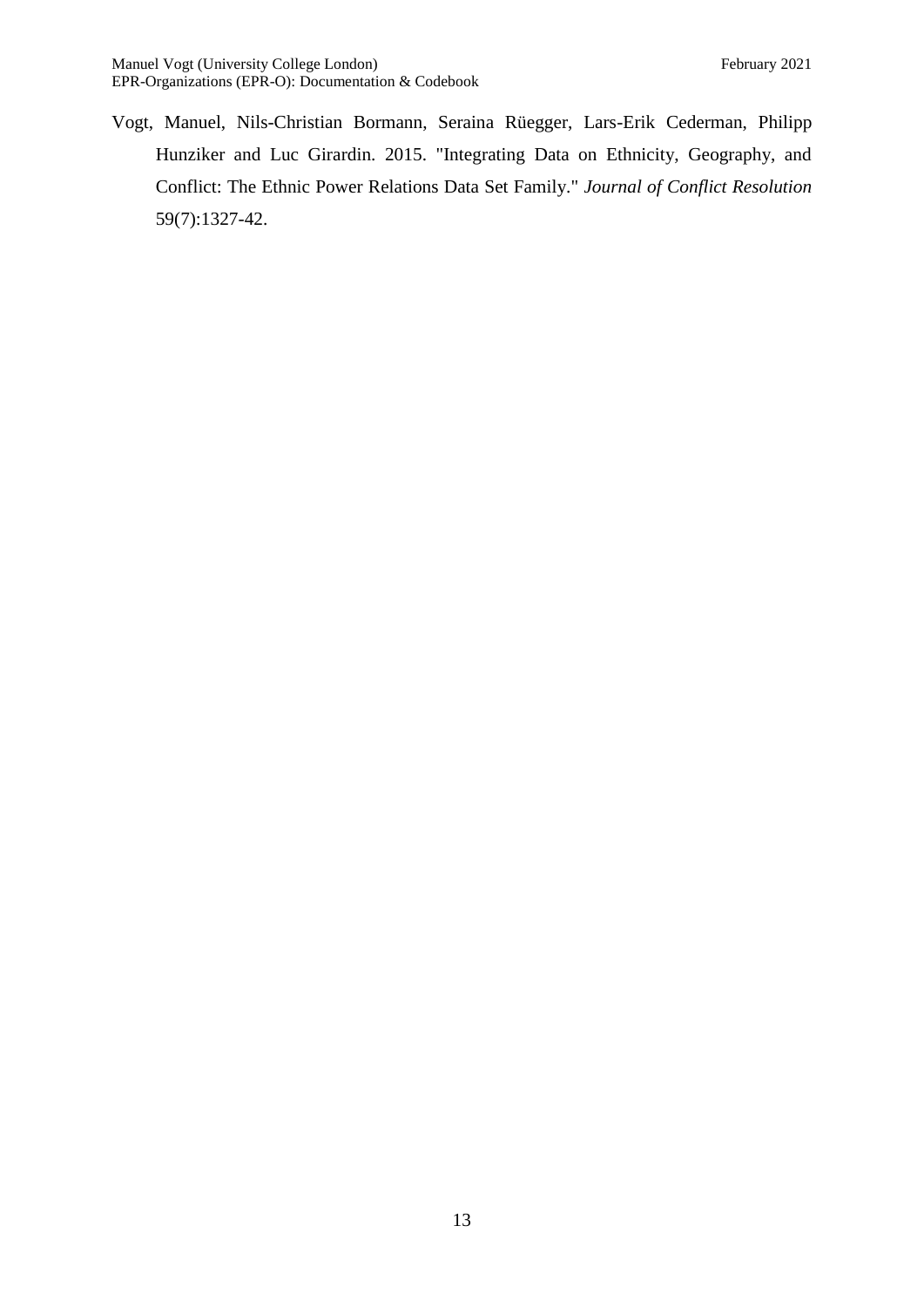Vogt, Manuel, Nils-Christian Bormann, Seraina Rüegger, Lars-Erik Cederman, Philipp Hunziker and Luc Girardin. 2015. "Integrating Data on Ethnicity, Geography, and Conflict: The Ethnic Power Relations Data Set Family." *Journal of Conflict Resolution* 59(7):1327-42.